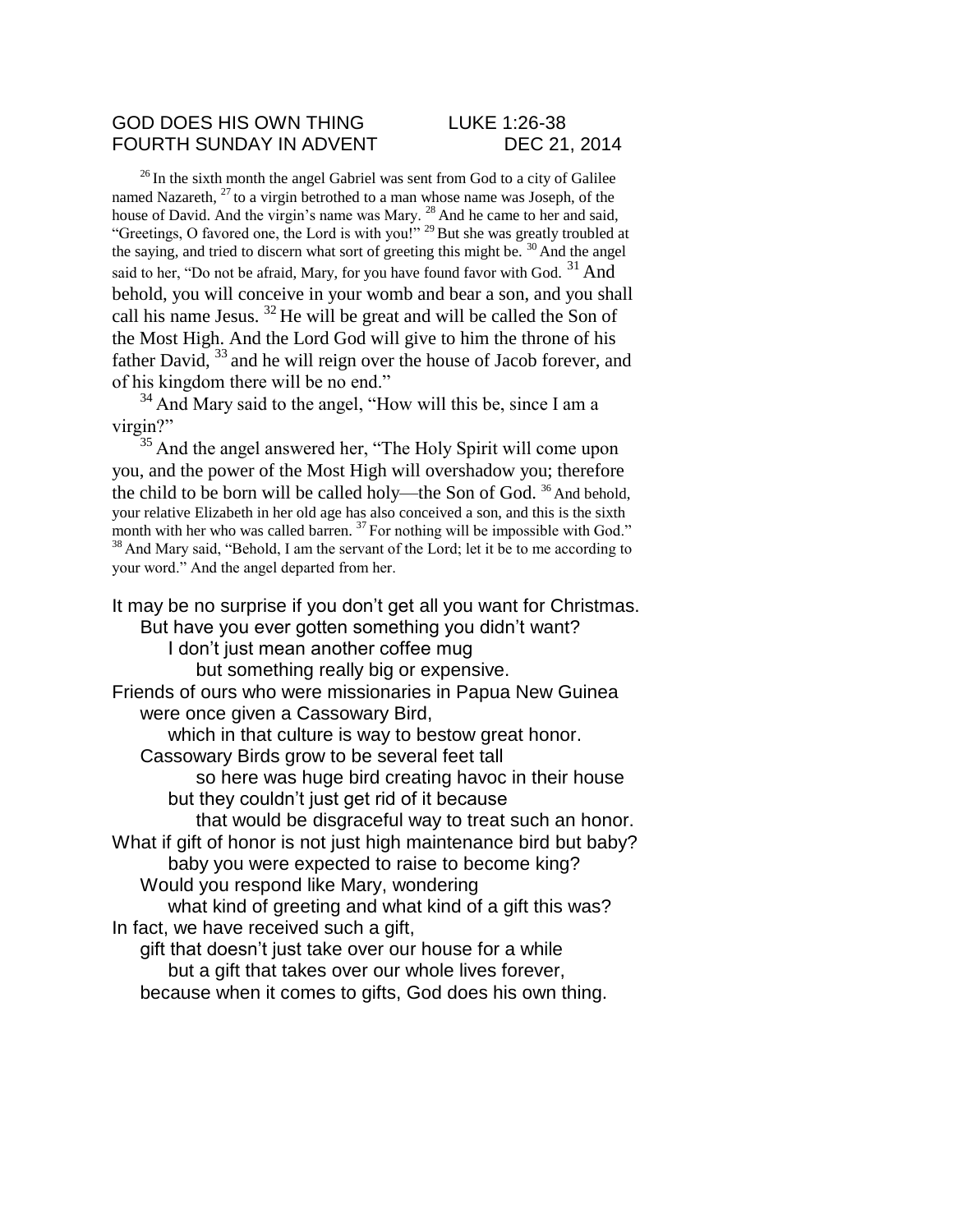GOD DOES HIS OWN THING LUKE 1:26-38
FOURTH SUNDAY IN ADVENT DEC 21, 2014

[26] In the sixth month the angel Gabriel was sent from God to a city of Galilee named Nazareth, [27] to a virgin betrothed to a man whose name was Joseph, of the house of David. And the virgin's name was Mary. [28] And he came to her and said, "Greetings, O favored one, the Lord is with you!" [29] But she was greatly troubled at the saying, and tried to discern what sort of greeting this might be. [30] And the angel said to her, "Do not be afraid, Mary, for you have found favor with God. [31] And behold, you will conceive in your womb and bear a son, and you shall call his name Jesus. [32] He will be great and will be called the Son of the Most High. And the Lord God will give to him the throne of his father David, [33] and he will reign over the house of Jacob forever, and of his kingdom there will be no end."

[34] And Mary said to the angel, "How will this be, since I am a virgin?"

[35] And the angel answered her, "The Holy Spirit will come upon you, and the power of the Most High will overshadow you; therefore the child to be born will be called holy—the Son of God. [36] And behold, your relative Elizabeth in her old age has also conceived a son, and this is the sixth month with her who was called barren. [37] For nothing will be impossible with God." [38] And Mary said, "Behold, I am the servant of the Lord; let it be to me according to your word." And the angel departed from her.

It may be no surprise if you don't get all you want for Christmas.
But have you ever gotten something you didn't want?
I don't just mean another coffee mug
but something really big or expensive.
Friends of ours who were missionaries in Papua New Guinea
were once given a Cassowary Bird,
which in that culture is way to bestow great honor.
Cassowary Birds grow to be several feet tall
so here was huge bird creating havoc in their house
but they couldn't just get rid of it because
that would be disgraceful way to treat such an honor.
What if gift of honor is not just high maintenance bird but baby?
baby you were expected to raise to become king?
Would you respond like Mary, wondering
what kind of greeting and what kind of a gift this was?
In fact, we have received such a gift,
gift that doesn't just take over our house for a while
but a gift that takes over our whole lives forever,
because when it comes to gifts, God does his own thing.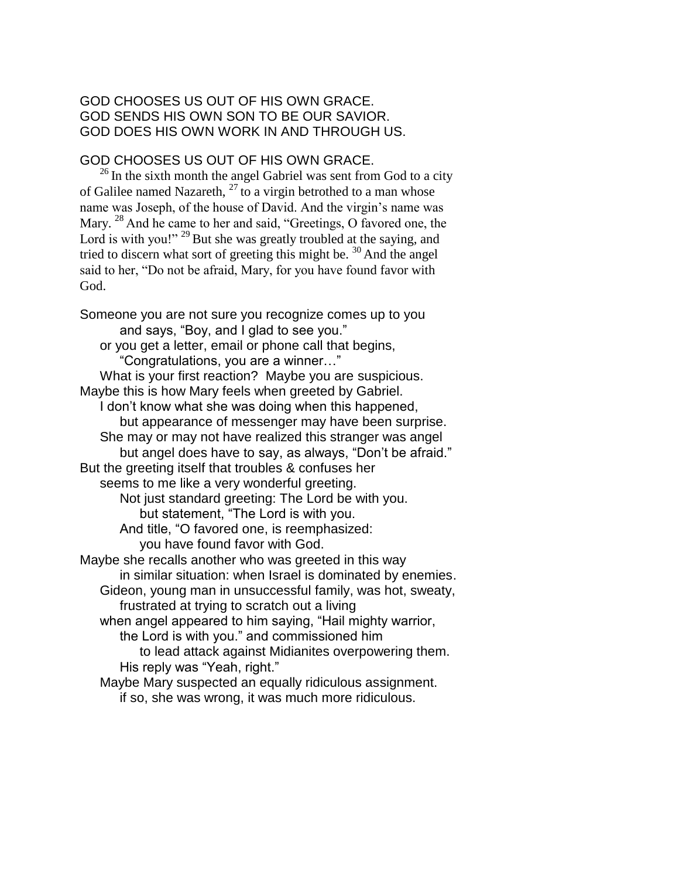GOD CHOOSES US OUT OF HIS OWN GRACE.
GOD SENDS HIS OWN SON TO BE OUR SAVIOR.
GOD DOES HIS OWN WORK IN AND THROUGH US.

GOD CHOOSES US OUT OF HIS OWN GRACE.

[26] In the sixth month the angel Gabriel was sent from God to a city of Galilee named Nazareth, [27] to a virgin betrothed to a man whose name was Joseph, of the house of David. And the virgin's name was Mary. [28] And he came to her and said, "Greetings, O favored one, the Lord is with you!" [29] But she was greatly troubled at the saying, and tried to discern what sort of greeting this might be. [30] And the angel said to her, "Do not be afraid, Mary, for you have found favor with God.

Someone you are not sure you recognize comes up to you
and says, "Boy, and I glad to see you."
or you get a letter, email or phone call that begins,
"Congratulations, you are a winner…"
What is your first reaction? Maybe you are suspicious.
Maybe this is how Mary feels when greeted by Gabriel.
I don't know what she was doing when this happened,
but appearance of messenger may have been surprise.
She may or may not have realized this stranger was angel
but angel does have to say, as always, "Don't be afraid."
But the greeting itself that troubles & confuses her
seems to me like a very wonderful greeting.
Not just standard greeting: The Lord be with you.
but statement, "The Lord is with you.
And title, "O favored one, is reemphasized:
you have found favor with God.
Maybe she recalls another who was greeted in this way
in similar situation: when Israel is dominated by enemies.
Gideon, young man in unsuccessful family, was hot, sweaty,
frustrated at trying to scratch out a living
when angel appeared to him saying, "Hail mighty warrior,
the Lord is with you." and commissioned him
to lead attack against Midianites overpowering them.
His reply was "Yeah, right."
Maybe Mary suspected an equally ridiculous assignment.
if so, she was wrong, it was much more ridiculous.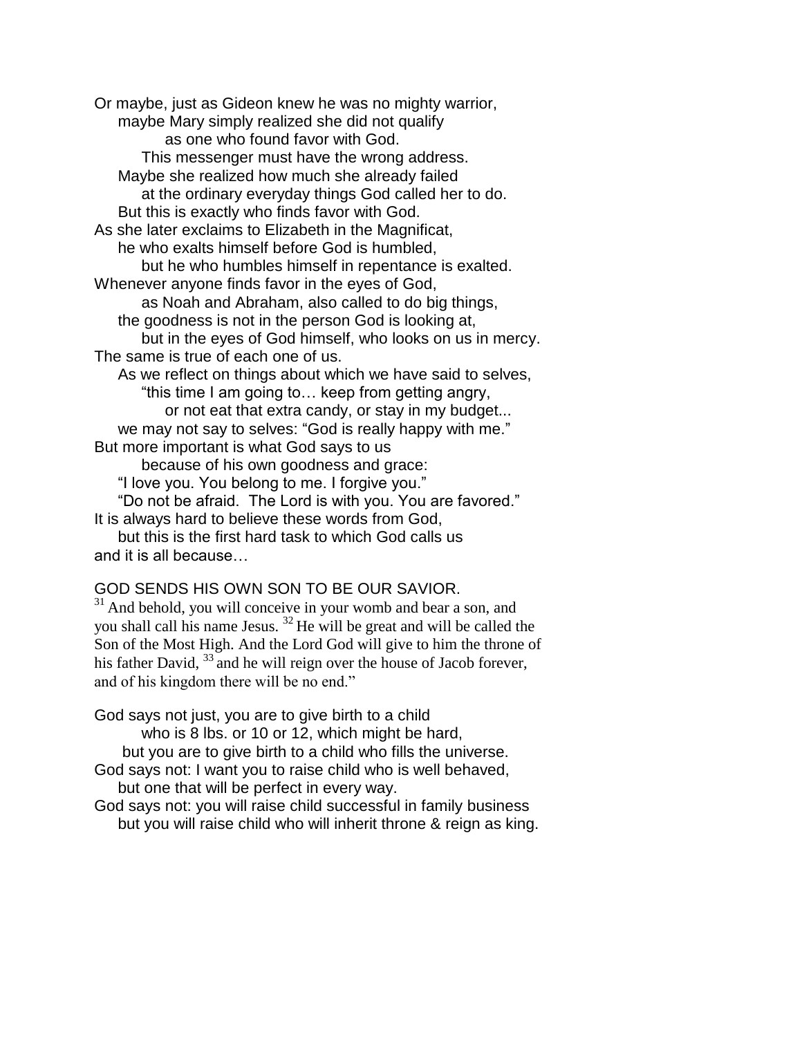Or maybe, just as Gideon knew he was no mighty warrior,
maybe Mary simply realized she did not qualify
as one who found favor with God.
This messenger must have the wrong address.
Maybe she realized how much she already failed
at the ordinary everyday things God called her to do.
But this is exactly who finds favor with God.
As she later exclaims to Elizabeth in the Magnificat,
he who exalts himself before God is humbled,
but he who humbles himself in repentance is exalted.
Whenever anyone finds favor in the eyes of God,
as Noah and Abraham, also called to do big things,
the goodness is not in the person God is looking at,
but in the eyes of God himself, who looks on us in mercy.
The same is true of each one of us.
As we reflect on things about which we have said to selves,
"this time I am going to… keep from getting angry,
or not eat that extra candy, or stay in my budget...
we may not say to selves: "God is really happy with me."
But more important is what God says to us
because of his own goodness and grace:
"I love you. You belong to me. I forgive you."
"Do not be afraid. The Lord is with you. You are favored."
It is always hard to believe these words from God,
but this is the first hard task to which God calls us
and it is all because…

GOD SENDS HIS OWN SON TO BE OUR SAVIOR.

[31] And behold, you will conceive in your womb and bear a son, and you shall call his name Jesus. [32] He will be great and will be called the Son of the Most High. And the Lord God will give to him the throne of his father David, [33] and he will reign over the house of Jacob forever, and of his kingdom there will be no end."

God says not just, you are to give birth to a child
who is 8 lbs. or 10 or 12, which might be hard,
but you are to give birth to a child who fills the universe.
God says not: I want you to raise child who is well behaved,
but one that will be perfect in every way.
God says not: you will raise child successful in family business
but you will raise child who will inherit throne & reign as king.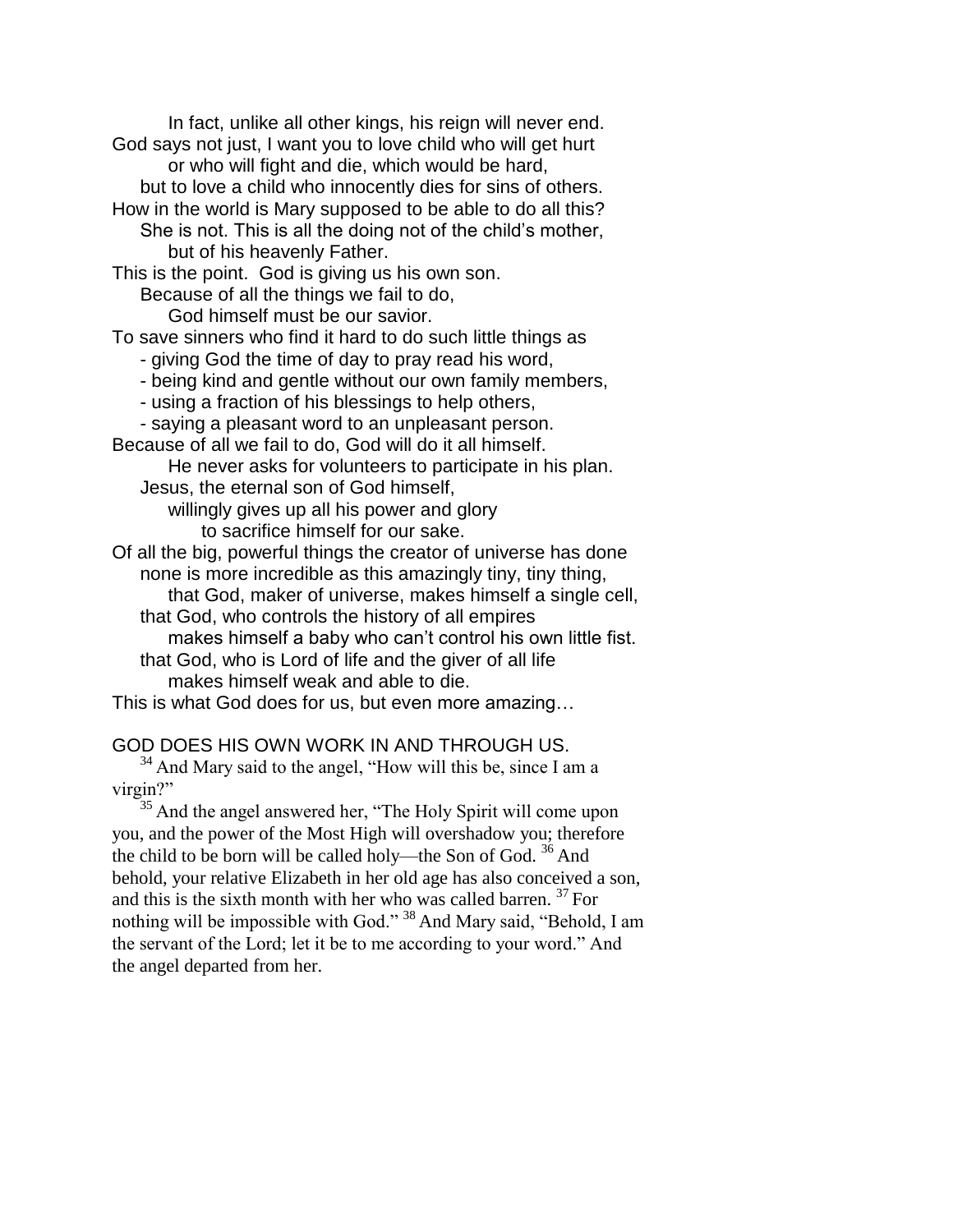In fact, unlike all other kings, his reign will never end.
God says not just, I want you to love child who will get hurt
or who will fight and die, which would be hard,
but to love a child who innocently dies for sins of others.
How in the world is Mary supposed to be able to do all this?
She is not. This is all the doing not of the child's mother,
but of his heavenly Father.
This is the point. God is giving us his own son.
Because of all the things we fail to do,
God himself must be our savior.
To save sinners who find it hard to do such little things as
- giving God the time of day to pray read his word,
- being kind and gentle without our own family members,
- using a fraction of his blessings to help others,
- saying a pleasant word to an unpleasant person.
Because of all we fail to do, God will do it all himself.
He never asks for volunteers to participate in his plan.
Jesus, the eternal son of God himself,
willingly gives up all his power and glory
to sacrifice himself for our sake.
Of all the big, powerful things the creator of universe has done
none is more incredible as this amazingly tiny, tiny thing,
that God, maker of universe, makes himself a single cell,
that God, who controls the history of all empires
makes himself a baby who can't control his own little fist.
that God, who is Lord of life and the giver of all life
makes himself weak and able to die.
This is what God does for us, but even more amazing…

GOD DOES HIS OWN WORK IN AND THROUGH US.

[34] And Mary said to the angel, "How will this be, since I am a virgin?"

[35] And the angel answered her, "The Holy Spirit will come upon you, and the power of the Most High will overshadow you; therefore the child to be born will be called holy—the Son of God. [36] And behold, your relative Elizabeth in her old age has also conceived a son, and this is the sixth month with her who was called barren. [37] For nothing will be impossible with God." [38] And Mary said, "Behold, I am the servant of the Lord; let it be to me according to your word." And the angel departed from her.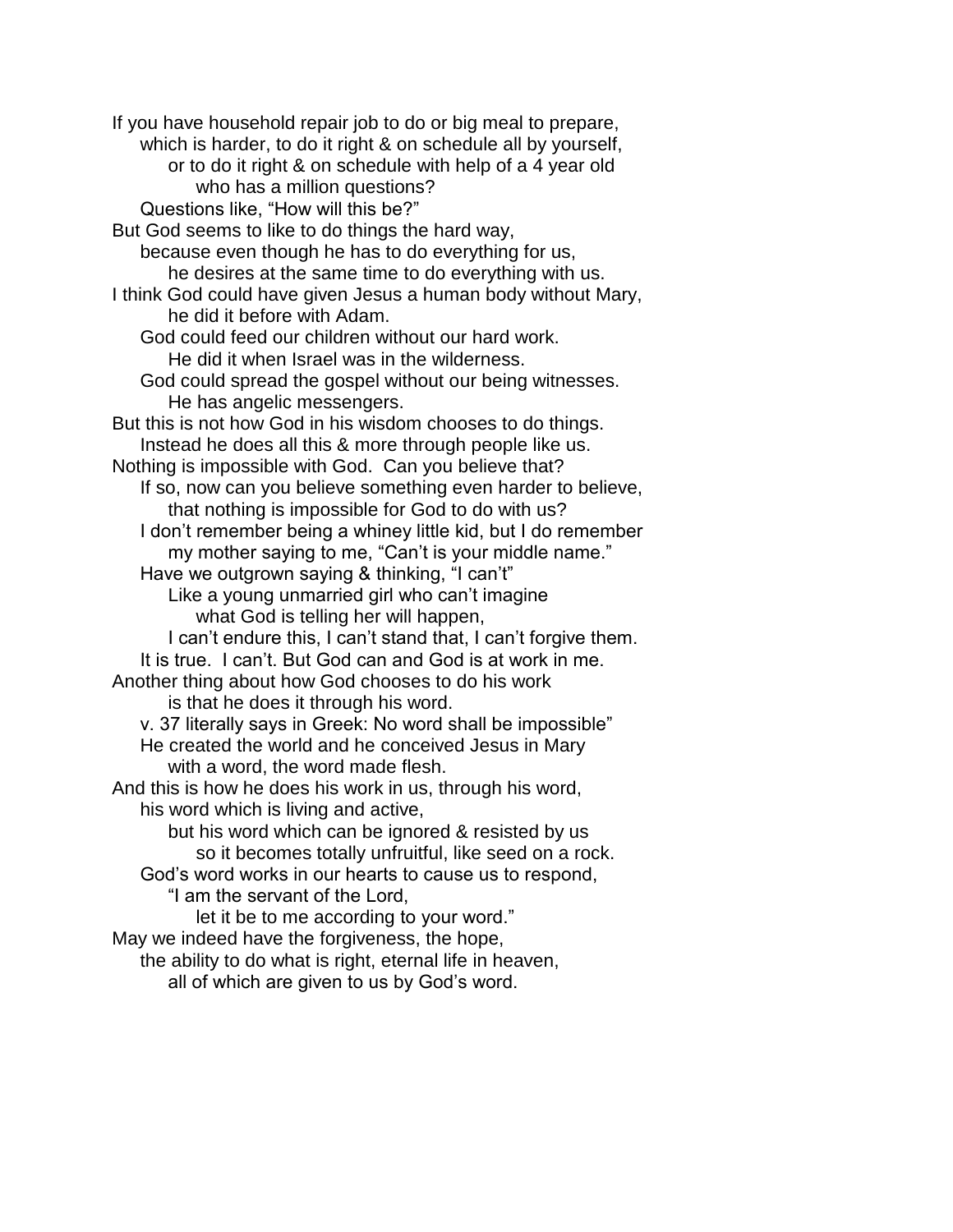If you have household repair job to do or big meal to prepare,
which is harder, to do it right & on schedule all by yourself,
or to do it right & on schedule with help of a 4 year old
who has a million questions?
Questions like, "How will this be?"
But God seems to like to do things the hard way,
because even though he has to do everything for us,
he desires at the same time to do everything with us.
I think God could have given Jesus a human body without Mary,
he did it before with Adam.
God could feed our children without our hard work.
He did it when Israel was in the wilderness.
God could spread the gospel without our being witnesses.
He has angelic messengers.
But this is not how God in his wisdom chooses to do things.
Instead he does all this & more through people like us.
Nothing is impossible with God. Can you believe that?
If so, now can you believe something even harder to believe,
that nothing is impossible for God to do with us?
I don't remember being a whiney little kid, but I do remember
my mother saying to me, "Can't is your middle name."
Have we outgrown saying & thinking, "I can't"
Like a young unmarried girl who can't imagine
what God is telling her will happen,
I can't endure this, I can't stand that, I can't forgive them.
It is true. I can't. But God can and God is at work in me.
Another thing about how God chooses to do his work
is that he does it through his word.
v. 37 literally says in Greek: No word shall be impossible"
He created the world and he conceived Jesus in Mary
with a word, the word made flesh.
And this is how he does his work in us, through his word,
his word which is living and active,
but his word which can be ignored & resisted by us
so it becomes totally unfruitful, like seed on a rock.
God's word works in our hearts to cause us to respond,
"I am the servant of the Lord,
let it be to me according to your word."
May we indeed have the forgiveness, the hope,
the ability to do what is right, eternal life in heaven,
all of which are given to us by God's word.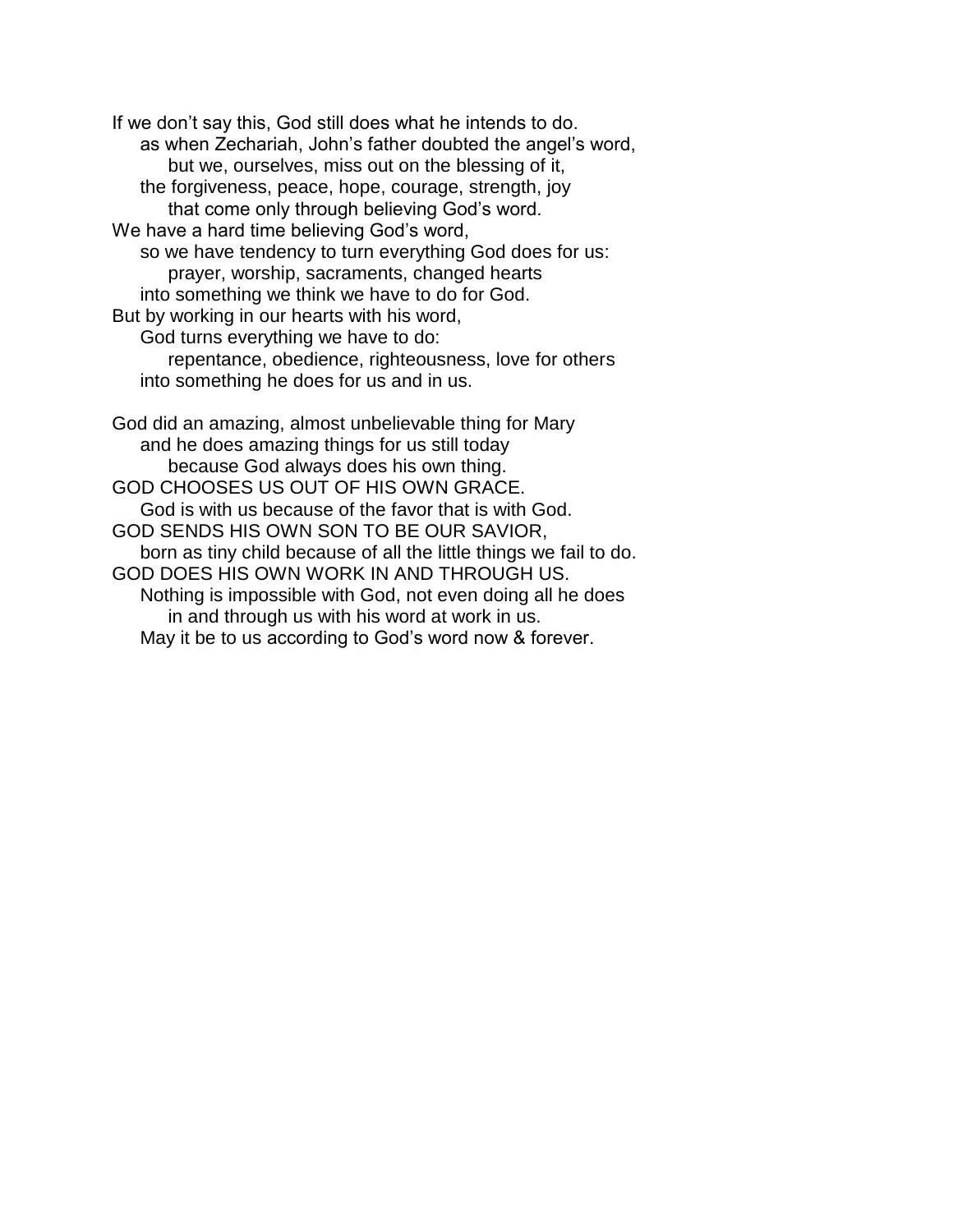If we don't say this, God still does what he intends to do.
as when Zechariah, John's father doubted the angel's word,
but we, ourselves, miss out on the blessing of it,
the forgiveness, peace, hope, courage, strength, joy
that come only through believing God's word.
We have a hard time believing God's word,
so we have tendency to turn everything God does for us:
prayer, worship, sacraments, changed hearts
into something we think we have to do for God.
But by working in our hearts with his word,
God turns everything we have to do:
repentance, obedience, righteousness, love for others
into something he does for us and in us.

God did an amazing, almost unbelievable thing for Mary
and he does amazing things for us still today
because God always does his own thing.
GOD CHOOSES US OUT OF HIS OWN GRACE.
God is with us because of the favor that is with God.
GOD SENDS HIS OWN SON TO BE OUR SAVIOR,
born as tiny child because of all the little things we fail to do.
GOD DOES HIS OWN WORK IN AND THROUGH US.
Nothing is impossible with God, not even doing all he does
in and through us with his word at work in us.
May it be to us according to God's word now & forever.